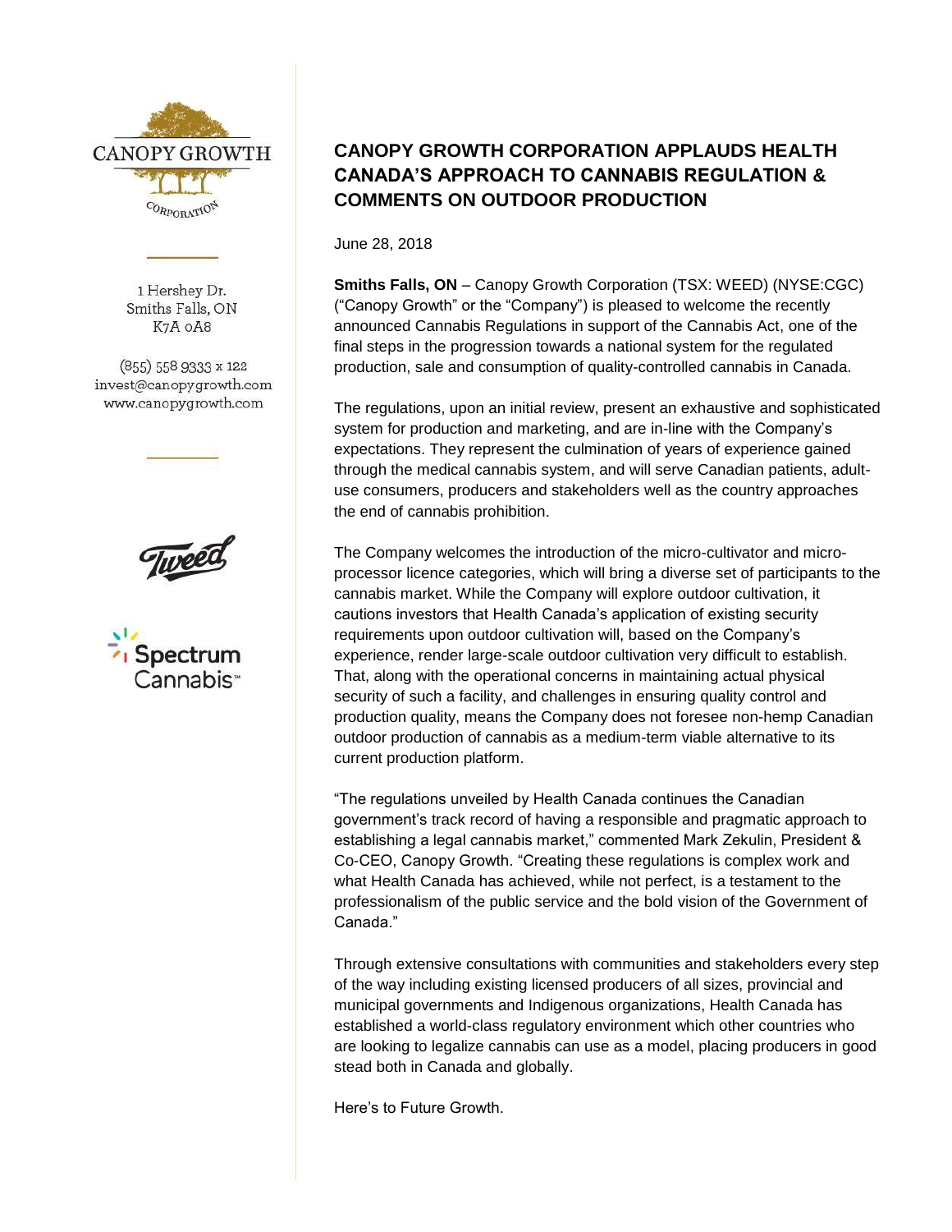CANOPY GROWTH CORPORATION

1 Hershey Dr.
Smiths Falls, ON
K7A 0A8

(855) 558 9333 x 122
invest@canopygrowth.com
www.canopygrowth.com

## CANOPY GROWTH CORPORATION APPLAUDS HEALTH CANADA'S APPROACH TO CANNABIS REGULATION & COMMENTS ON OUTDOOR PRODUCTION

June 28, 2018

**Smiths Falls, ON** – Canopy Growth Corporation (TSX: WEED) (NYSE:CGC) ("Canopy Growth" or the "Company") is pleased to welcome the recently announced Cannabis Regulations in support of the Cannabis Act, one of the final steps in the progression towards a national system for the regulated production, sale and consumption of quality-controlled cannabis in Canada.

The regulations, upon an initial review, present an exhaustive and sophisticated system for production and marketing, and are in-line with the Company's expectations. They represent the culmination of years of experience gained through the medical cannabis system, and will serve Canadian patients, adult-use consumers, producers and stakeholders well as the country approaches the end of cannabis prohibition.

The Company welcomes the introduction of the micro-cultivator and micro-processor licence categories, which will bring a diverse set of participants to the cannabis market. While the Company will explore outdoor cultivation, it cautions investors that Health Canada's application of existing security requirements upon outdoor cultivation will, based on the Company's experience, render large-scale outdoor cultivation very difficult to establish. That, along with the operational concerns in maintaining actual physical security of such a facility, and challenges in ensuring quality control and production quality, means the Company does not foresee non-hemp Canadian outdoor production of cannabis as a medium-term viable alternative to its current production platform.

"The regulations unveiled by Health Canada continues the Canadian government's track record of having a responsible and pragmatic approach to establishing a legal cannabis market," commented Mark Zekulin, President & Co-CEO, Canopy Growth. "Creating these regulations is complex work and what Health Canada has achieved, while not perfect, is a testament to the professionalism of the public service and the bold vision of the Government of Canada."

Through extensive consultations with communities and stakeholders every step of the way including existing licensed producers of all sizes, provincial and municipal governments and Indigenous organizations, Health Canada has established a world-class regulatory environment which other countries who are looking to legalize cannabis can use as a model, placing producers in good stead both in Canada and globally.

Here's to Future Growth.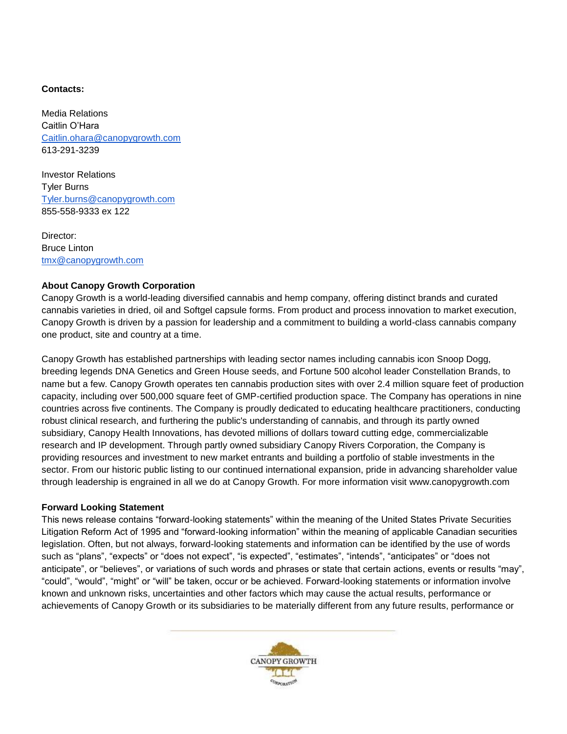**Contacts:**

Media Relations
Caitlin O'Hara
Caitlin.ohara@canopygrowth.com
613-291-3239

Investor Relations
Tyler Burns
Tyler.burns@canopygrowth.com
855-558-9333 ex 122

Director:
Bruce Linton
tmx@canopygrowth.com

**About Canopy Growth Corporation**

Canopy Growth is a world-leading diversified cannabis and hemp company, offering distinct brands and curated cannabis varieties in dried, oil and Softgel capsule forms. From product and process innovation to market execution, Canopy Growth is driven by a passion for leadership and a commitment to building a world-class cannabis company one product, site and country at a time.

Canopy Growth has established partnerships with leading sector names including cannabis icon Snoop Dogg, breeding legends DNA Genetics and Green House seeds, and Fortune 500 alcohol leader Constellation Brands, to name but a few. Canopy Growth operates ten cannabis production sites with over 2.4 million square feet of production capacity, including over 500,000 square feet of GMP-certified production space. The Company has operations in nine countries across five continents. The Company is proudly dedicated to educating healthcare practitioners, conducting robust clinical research, and furthering the public's understanding of cannabis, and through its partly owned subsidiary, Canopy Health Innovations, has devoted millions of dollars toward cutting edge, commercializable research and IP development. Through partly owned subsidiary Canopy Rivers Corporation, the Company is providing resources and investment to new market entrants and building a portfolio of stable investments in the sector. From our historic public listing to our continued international expansion, pride in advancing shareholder value through leadership is engrained in all we do at Canopy Growth. For more information visit www.canopygrowth.com

**Forward Looking Statement**

This news release contains "forward-looking statements" within the meaning of the United States Private Securities Litigation Reform Act of 1995 and "forward-looking information" within the meaning of applicable Canadian securities legislation. Often, but not always, forward-looking statements and information can be identified by the use of words such as "plans", "expects" or "does not expect", "is expected", "estimates", "intends", "anticipates" or "does not anticipate", or "believes", or variations of such words and phrases or state that certain actions, events or results "may", "could", "would", "might" or "will" be taken, occur or be achieved. Forward-looking statements or information involve known and unknown risks, uncertainties and other factors which may cause the actual results, performance or achievements of Canopy Growth or its subsidiaries to be materially different from any future results, performance or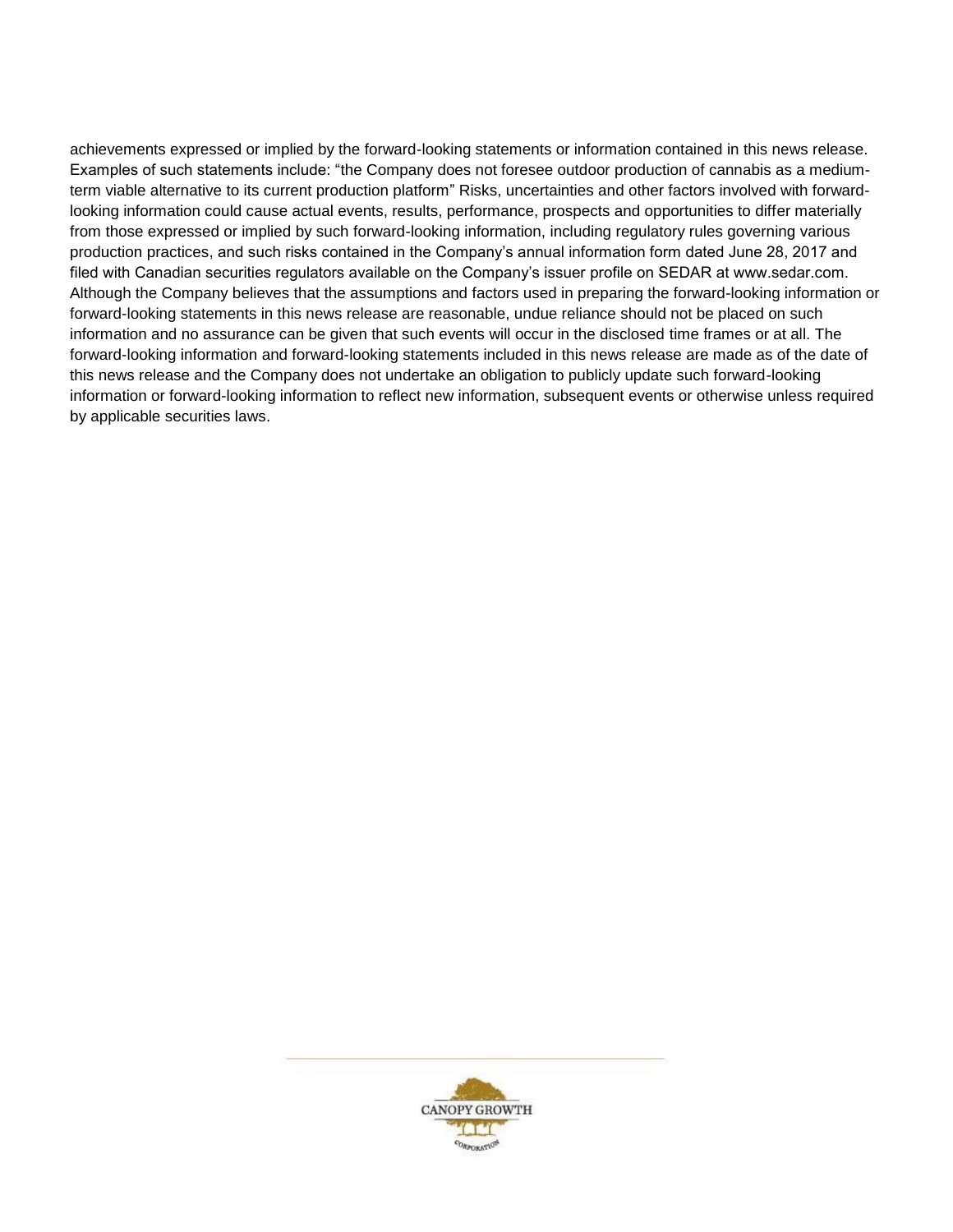achievements expressed or implied by the forward-looking statements or information contained in this news release. Examples of such statements include: “the Company does not foresee outdoor production of cannabis as a medium-term viable alternative to its current production platform” Risks, uncertainties and other factors involved with forward-looking information could cause actual events, results, performance, prospects and opportunities to differ materially from those expressed or implied by such forward-looking information, including regulatory rules governing various production practices, and such risks contained in the Company’s annual information form dated June 28, 2017 and filed with Canadian securities regulators available on the Company’s issuer profile on SEDAR at www.sedar.com. Although the Company believes that the assumptions and factors used in preparing the forward-looking information or forward-looking statements in this news release are reasonable, undue reliance should not be placed on such information and no assurance can be given that such events will occur in the disclosed time frames or at all. The forward-looking information and forward-looking statements included in this news release are made as of the date of this news release and the Company does not undertake an obligation to publicly update such forward-looking information or forward-looking information to reflect new information, subsequent events or otherwise unless required by applicable securities laws.